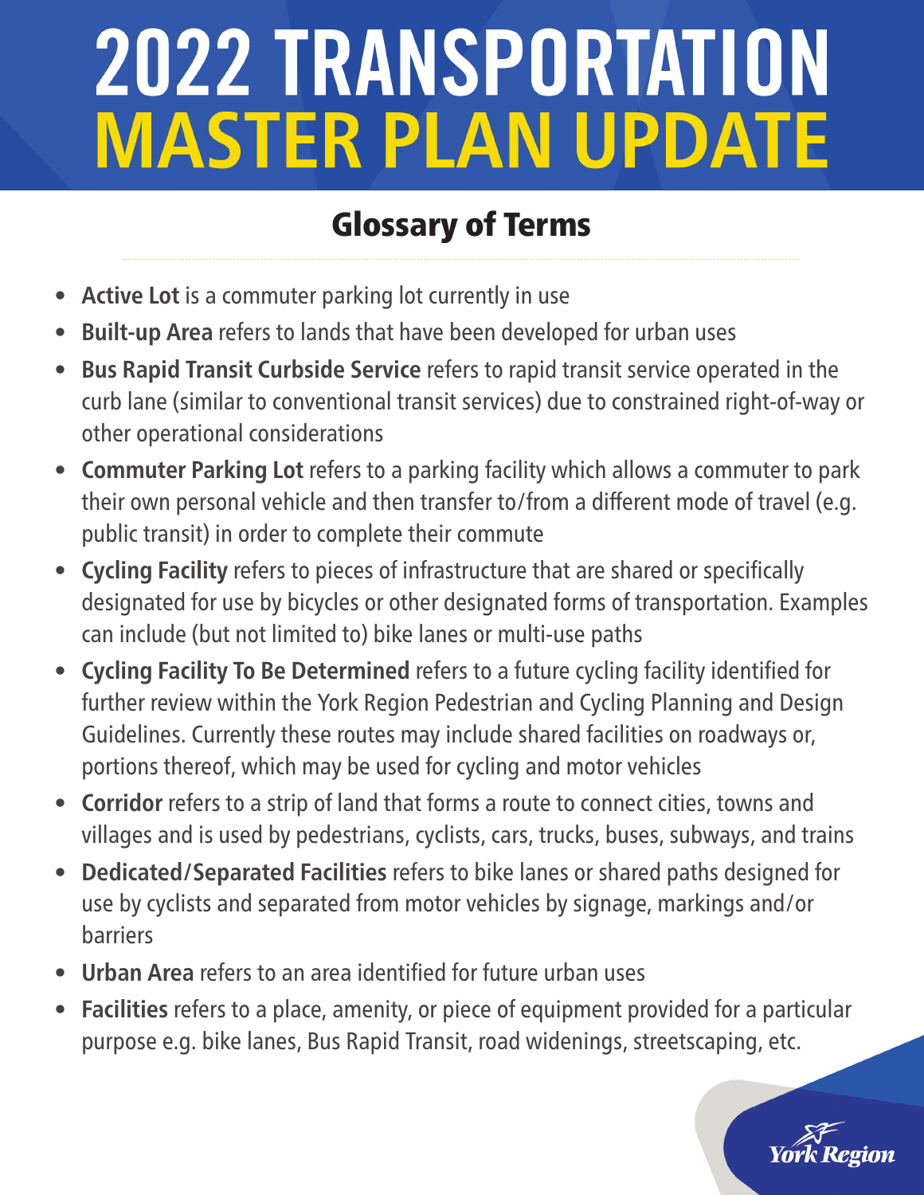# 2022 TRANSPORTATION MASTER PLAN UPDATE

## Glossary of Terms

- **Active Lot** is a commuter parking lot currently in use
- **Built-up Area** refers to lands that have been developed for urban uses
- **Bus Rapid Transit Curbside Service** refers to rapid transit service operated in the curb lane (similar to conventional transit services) due to constrained right-of-way or other operational considerations
- **Commuter Parking Lot** refers to a parking facility which allows a commuter to park their own personal vehicle and then transfer to/from a different mode of travel (e.g. public transit) in order to complete their commute
- **Cycling Facility** refers to pieces of infrastructure that are shared or specifically designated for use by bicycles or other designated forms of transportation. Examples can include (but not limited to) bike lanes or multi-use paths
- **Cycling Facility To Be Determined** refers to a future cycling facility identified for further review within the York Region Pedestrian and Cycling Planning and Design Guidelines. Currently these routes may include shared facilities on roadways or, portions thereof, which may be used for cycling and motor vehicles
- **Corridor** refers to a strip of land that forms a route to connect cities, towns and villages and is used by pedestrians, cyclists, cars, trucks, buses, subways, and trains
- **Dedicated/Separated Facilities** refers to bike lanes or shared paths designed for use by cyclists and separated from motor vehicles by signage, markings and/or barriers
- **Urban Area** refers to an area identified for future urban uses
- **Facilities** refers to a place, amenity, or piece of equipment provided for a particular purpose e.g. bike lanes, Bus Rapid Transit, road widenings, streetscaping, etc.

York Region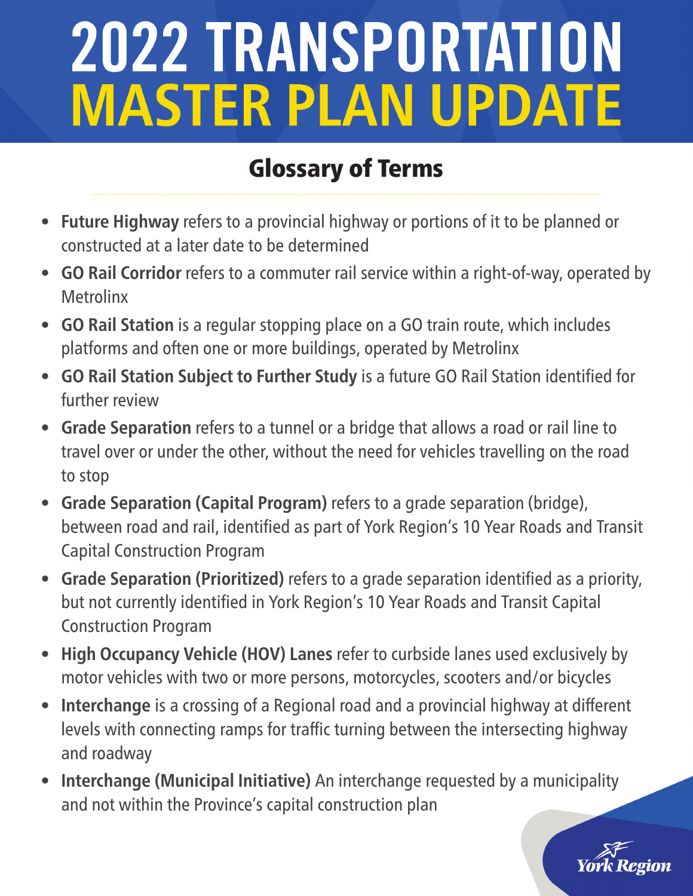# 2022 TRANSPORTATION MASTER PLAN UPDATE

## Glossary of Terms

- **Future Highway** refers to a provincial highway or portions of it to be planned or constructed at a later date to be determined
- **GO Rail Corridor** refers to a commuter rail service within a right-of-way, operated by Metrolinx
- **GO Rail Station** is a regular stopping place on a GO train route, which includes platforms and often one or more buildings, operated by Metrolinx
- **GO Rail Station Subject to Further Study** is a future GO Rail Station identified for further review
- **Grade Separation** refers to a tunnel or a bridge that allows a road or rail line to travel over or under the other, without the need for vehicles travelling on the road to stop
- **Grade Separation (Capital Program)** refers to a grade separation (bridge), between road and rail, identified as part of York Region's 10 Year Roads and Transit Capital Construction Program
- **Grade Separation (Prioritized)** refers to a grade separation identified as a priority, but not currently identified in York Region's 10 Year Roads and Transit Capital Construction Program
- **High Occupancy Vehicle (HOV) Lanes** refer to curbside lanes used exclusively by motor vehicles with two or more persons, motorcycles, scooters and/or bicycles
- **Interchange** is a crossing of a Regional road and a provincial highway at different levels with connecting ramps for traffic turning between the intersecting highway and roadway
- **Interchange (Municipal Initiative)** An interchange requested by a municipality and not within the Province's capital construction plan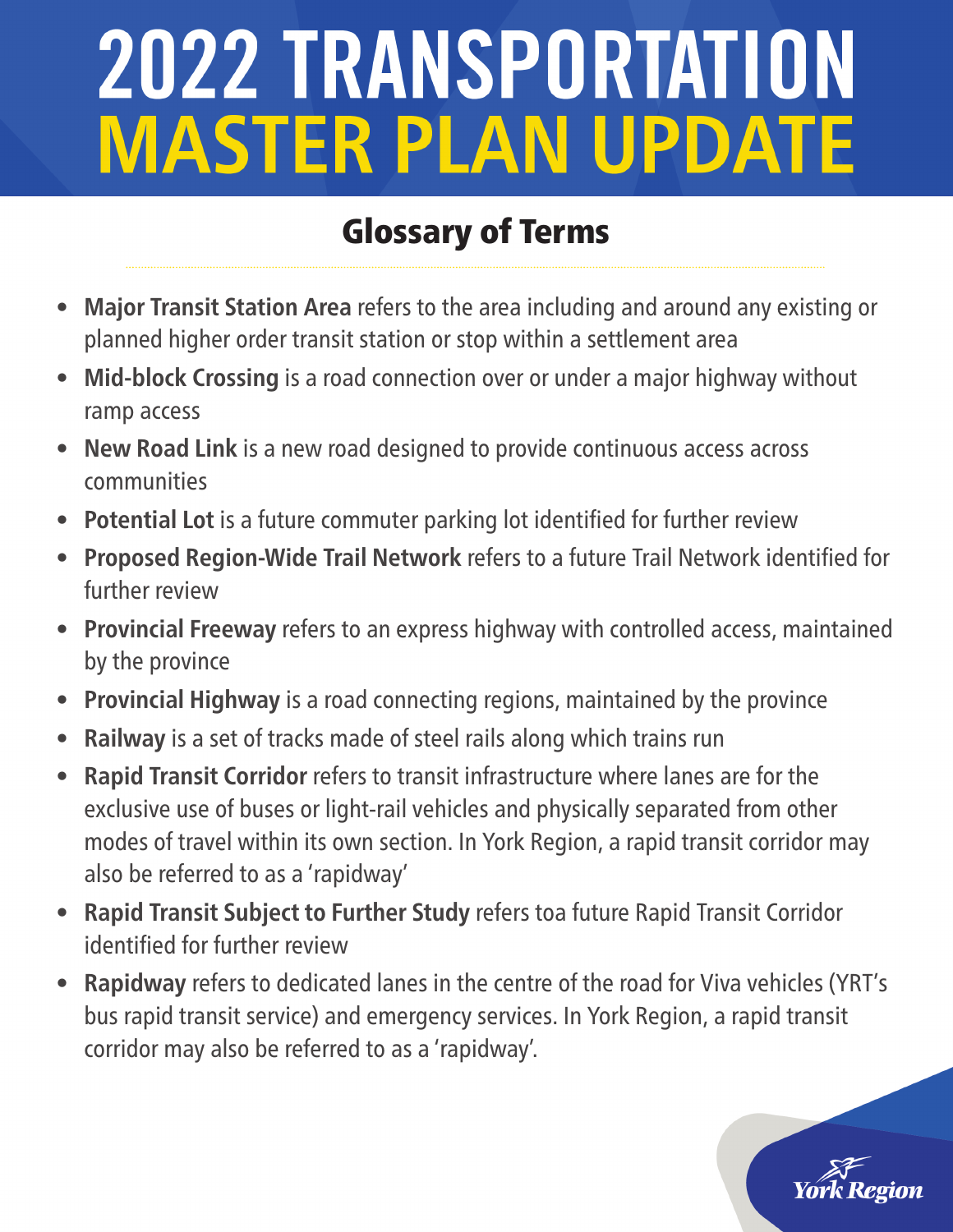# 2022 TRANSPORTATION MASTER PLAN UPDATE

## Glossary of Terms

- **Major Transit Station Area** refers to the area including and around any existing or planned higher order transit station or stop within a settlement area
- **Mid-block Crossing** is a road connection over or under a major highway without ramp access
- **New Road Link** is a new road designed to provide continuous access across communities
- **Potential Lot** is a future commuter parking lot identified for further review
- **Proposed Region-Wide Trail Network** refers to a future Trail Network identified for further review
- **Provincial Freeway** refers to an express highway with controlled access, maintained by the province
- **Provincial Highway** is a road connecting regions, maintained by the province
- **Railway** is a set of tracks made of steel rails along which trains run
- **Rapid Transit Corridor** refers to transit infrastructure where lanes are for the exclusive use of buses or light-rail vehicles and physically separated from other modes of travel within its own section. In York Region, a rapid transit corridor may also be referred to as a 'rapidway'
- **Rapid Transit Subject to Further Study** refers toa future Rapid Transit Corridor identified for further review
- **Rapidway** refers to dedicated lanes in the centre of the road for Viva vehicles (YRT's bus rapid transit service) and emergency services. In York Region, a rapid transit corridor may also be referred to as a 'rapidway'.

York Region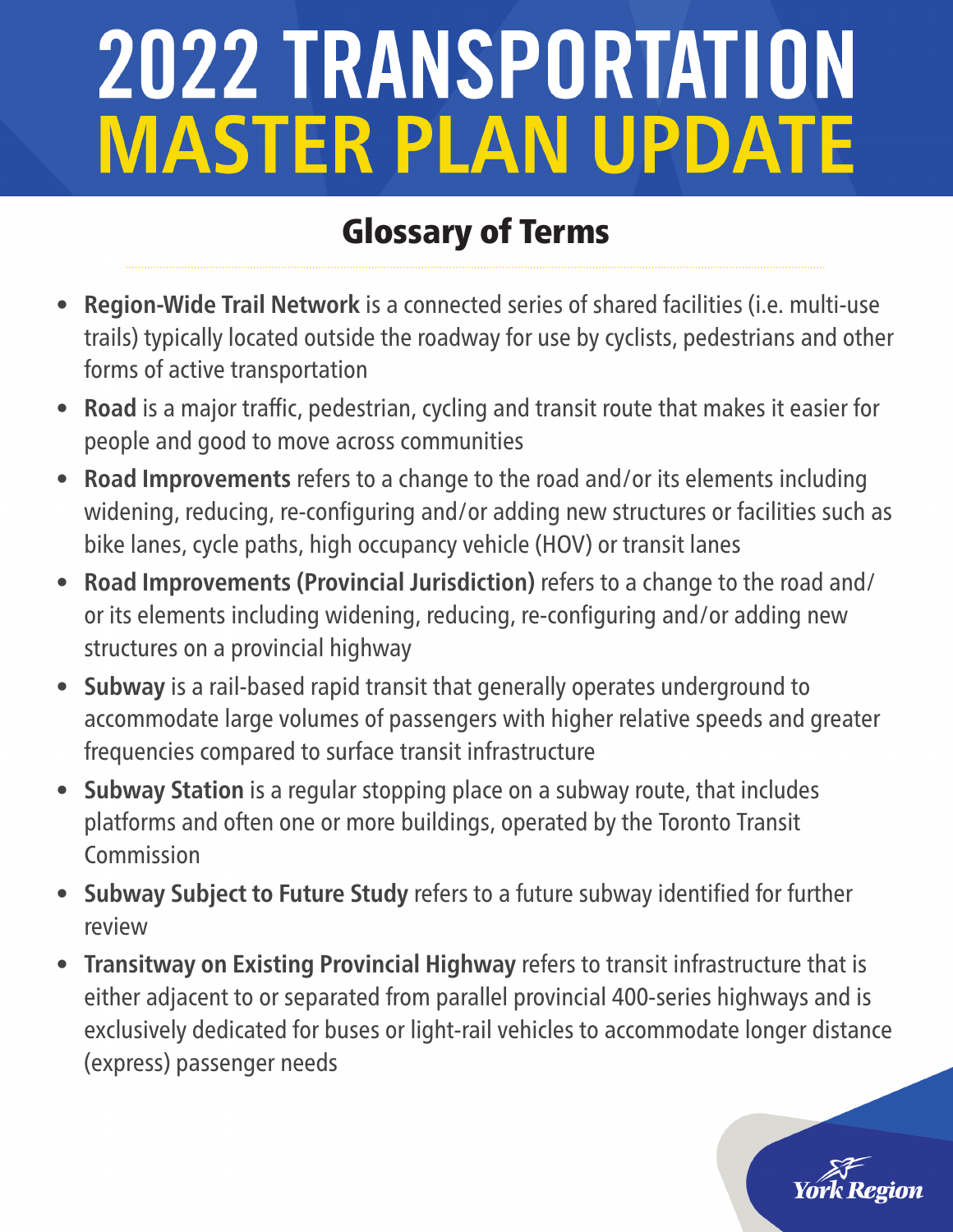# 2022 TRANSPORTATION MASTER PLAN UPDATE

## Glossary of Terms

- **Region-Wide Trail Network** is a connected series of shared facilities (i.e. multi-use trails) typically located outside the roadway for use by cyclists, pedestrians and other forms of active transportation
- **Road** is a major traffic, pedestrian, cycling and transit route that makes it easier for people and good to move across communities
- **Road Improvements** refers to a change to the road and/or its elements including widening, reducing, re-configuring and/or adding new structures or facilities such as bike lanes, cycle paths, high occupancy vehicle (HOV) or transit lanes
- **Road Improvements (Provincial Jurisdiction)** refers to a change to the road and/or its elements including widening, reducing, re-configuring and/or adding new structures on a provincial highway
- **Subway** is a rail-based rapid transit that generally operates underground to accommodate large volumes of passengers with higher relative speeds and greater frequencies compared to surface transit infrastructure
- **Subway Station** is a regular stopping place on a subway route, that includes platforms and often one or more buildings, operated by the Toronto Transit Commission
- **Subway Subject to Future Study** refers to a future subway identified for further review
- **Transitway on Existing Provincial Highway** refers to transit infrastructure that is either adjacent to or separated from parallel provincial 400-series highways and is exclusively dedicated for buses or light-rail vehicles to accommodate longer distance (express) passenger needs

York Region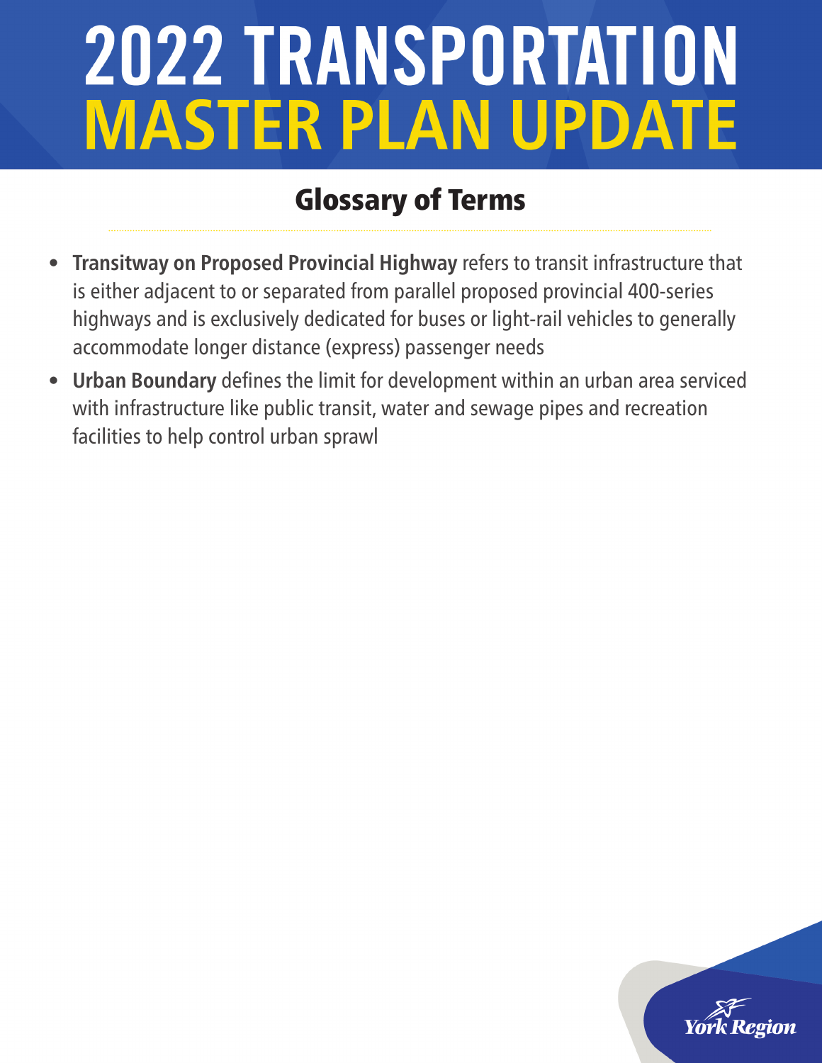# 2022 TRANSPORTATION MASTER PLAN UPDATE

## Glossary of Terms

- **Transitway on Proposed Provincial Highway** refers to transit infrastructure that is either adjacent to or separated from parallel proposed provincial 400-series highways and is exclusively dedicated for buses or light-rail vehicles to generally accommodate longer distance (express) passenger needs
- **Urban Boundary** defines the limit for development within an urban area serviced with infrastructure like public transit, water and sewage pipes and recreation facilities to help control urban sprawl

York Region